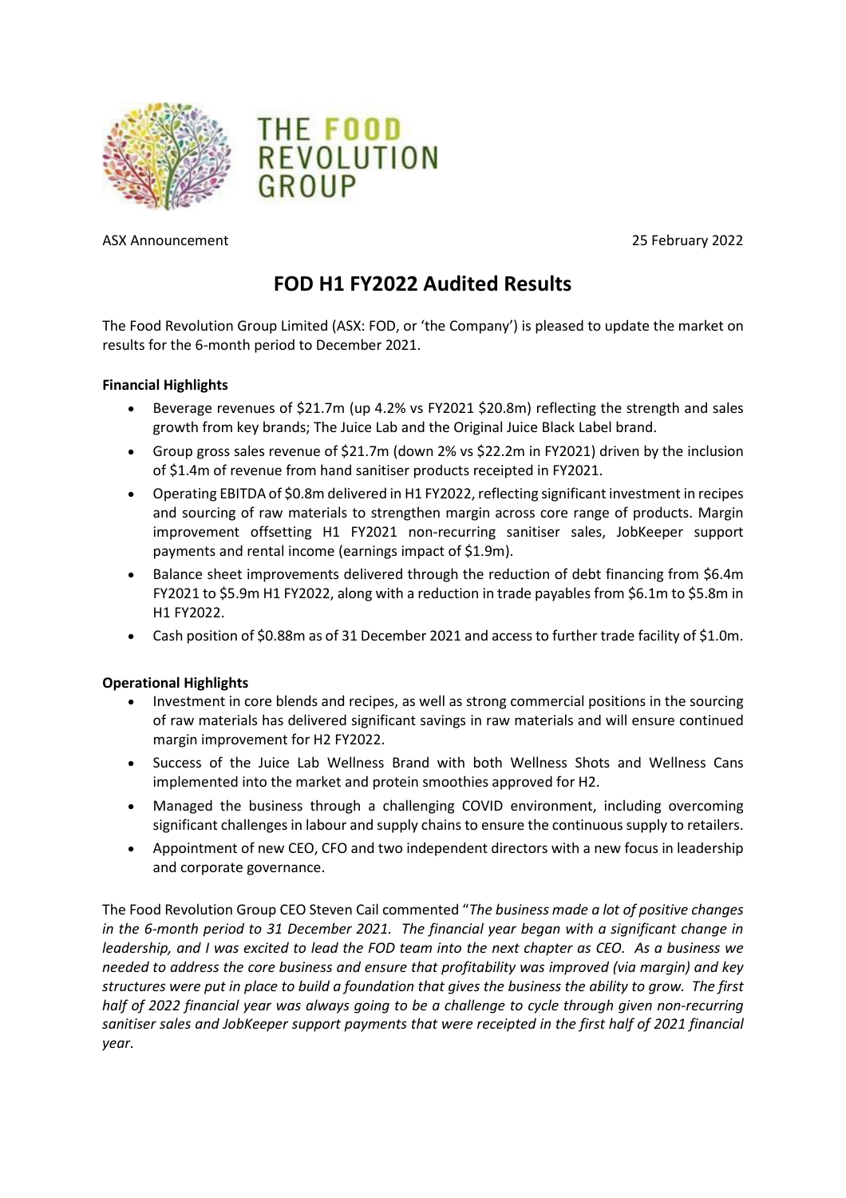THE FOOD REVOLUTION GROUP

ASX Announcement 25 February 2022

# FOD H1 FY2022 Audited Results

The Food Revolution Group Limited (ASX: FOD, or 'the Company') is pleased to update the market on results for the 6-month period to December 2021.

**Financial Highlights**

- Beverage revenues of $21.7m (up 4.2% vs FY2021 $20.8m) reflecting the strength and sales growth from key brands; The Juice Lab and the Original Juice Black Label brand.
- Group gross sales revenue of $21.7m (down 2% vs $22.2m in FY2021) driven by the inclusion of $1.4m of revenue from hand sanitiser products receipted in FY2021.
- Operating EBITDA of $0.8m delivered in H1 FY2022, reflecting significant investment in recipes and sourcing of raw materials to strengthen margin across core range of products. Margin improvement offsetting H1 FY2021 non-recurring sanitiser sales, JobKeeper support payments and rental income (earnings impact of $1.9m).
- Balance sheet improvements delivered through the reduction of debt financing from $6.4m FY2021 to $5.9m H1 FY2022, along with a reduction in trade payables from $6.1m to $5.8m in H1 FY2022.
- Cash position of $0.88m as of 31 December 2021 and access to further trade facility of $1.0m.

**Operational Highlights**

- Investment in core blends and recipes, as well as strong commercial positions in the sourcing of raw materials has delivered significant savings in raw materials and will ensure continued margin improvement for H2 FY2022.
- Success of the Juice Lab Wellness Brand with both Wellness Shots and Wellness Cans implemented into the market and protein smoothies approved for H2.
- Managed the business through a challenging COVID environment, including overcoming significant challenges in labour and supply chains to ensure the continuous supply to retailers.
- Appointment of new CEO, CFO and two independent directors with a new focus in leadership and corporate governance.

The Food Revolution Group CEO Steven Cail commented "*The business made a lot of positive changes in the 6-month period to 31 December 2021. The financial year began with a significant change in leadership, and I was excited to lead the FOD team into the next chapter as CEO. As a business we needed to address the core business and ensure that profitability was improved (via margin) and key structures were put in place to build a foundation that gives the business the ability to grow. The first half of 2022 financial year was always going to be a challenge to cycle through given non-recurring sanitiser sales and JobKeeper support payments that were receipted in the first half of 2021 financial year.*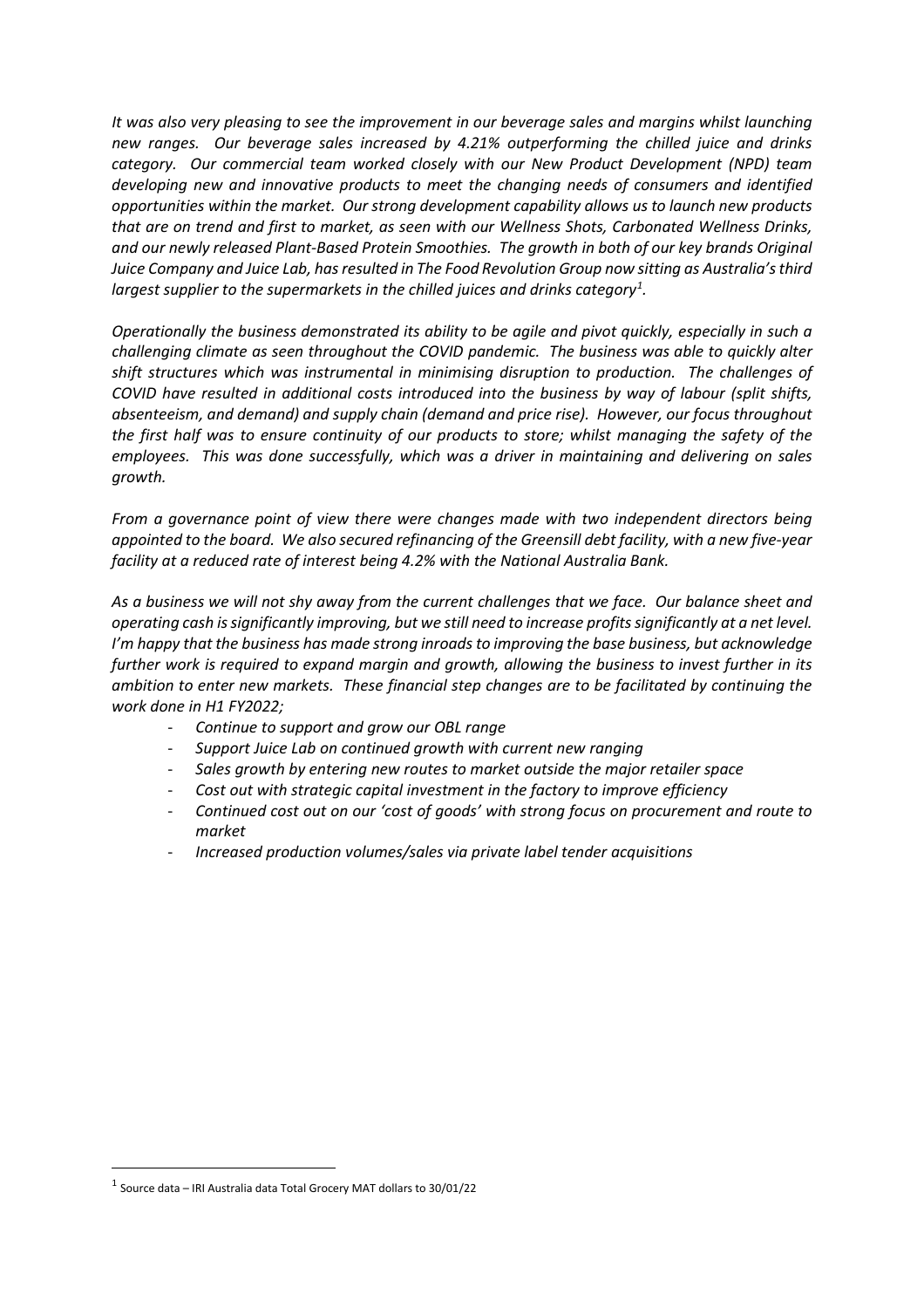*It was also very pleasing to see the improvement in our beverage sales and margins whilst launching new ranges. Our beverage sales increased by 4.21% outperforming the chilled juice and drinks category. Our commercial team worked closely with our New Product Development (NPD) team developing new and innovative products to meet the changing needs of consumers and identified opportunities within the market. Our strong development capability allows us to launch new products that are on trend and first to market, as seen with our Wellness Shots, Carbonated Wellness Drinks, and our newly released Plant-Based Protein Smoothies. The growth in both of our key brands Original Juice Company and Juice Lab, has resulted in The Food Revolution Group now sitting as Australia's third largest supplier to the supermarkets in the chilled juices and drinks category[1].*

*Operationally the business demonstrated its ability to be agile and pivot quickly, especially in such a challenging climate as seen throughout the COVID pandemic. The business was able to quickly alter shift structures which was instrumental in minimising disruption to production. The challenges of COVID have resulted in additional costs introduced into the business by way of labour (split shifts, absenteeism, and demand) and supply chain (demand and price rise). However, our focus throughout the first half was to ensure continuity of our products to store; whilst managing the safety of the employees. This was done successfully, which was a driver in maintaining and delivering on sales growth.*

*From a governance point of view there were changes made with two independent directors being appointed to the board. We also secured refinancing of the Greensill debt facility, with a new five-year facility at a reduced rate of interest being 4.2% with the National Australia Bank.*

*As a business we will not shy away from the current challenges that we face. Our balance sheet and operating cash is significantly improving, but we still need to increase profits significantly at a net level. I'm happy that the business has made strong inroads to improving the base business, but acknowledge further work is required to expand margin and growth, allowing the business to invest further in its ambition to enter new markets. These financial step changes are to be facilitated by continuing the work done in H1 FY2022;*

- *Continue to support and grow our OBL range*
- *Support Juice Lab on continued growth with current new ranging*
- *Sales growth by entering new routes to market outside the major retailer space*
- *Cost out with strategic capital investment in the factory to improve efficiency*
- *Continued cost out on our 'cost of goods' with strong focus on procurement and route to market*
- *Increased production volumes/sales via private label tender acquisitions*

[1] Source data – IRI Australia data Total Grocery MAT dollars to 30/01/22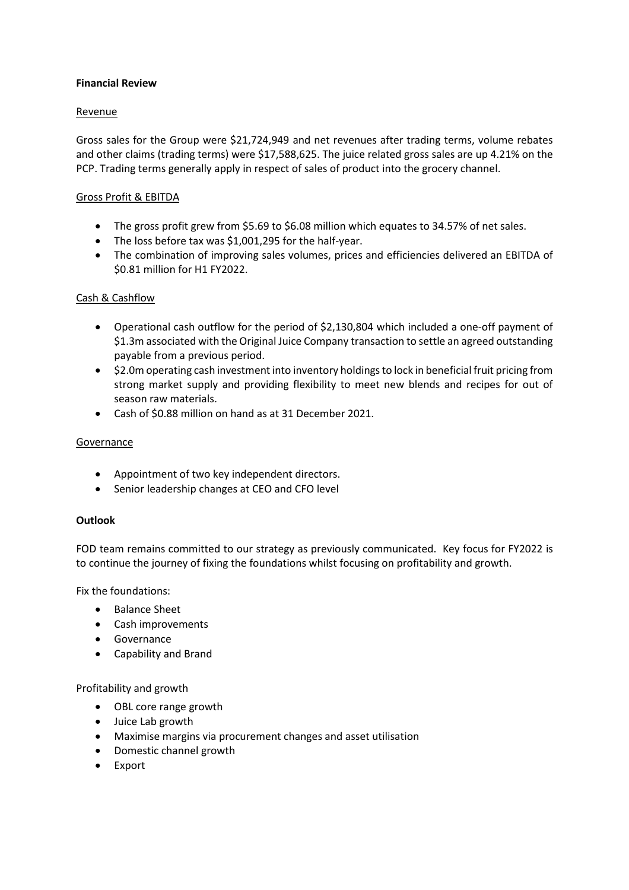## Financial Review

Revenue

Gross sales for the Group were $21,724,949 and net revenues after trading terms, volume rebates and other claims (trading terms) were $17,588,625. The juice related gross sales are up 4.21% on the PCP. Trading terms generally apply in respect of sales of product into the grocery channel.

Gross Profit & EBITDA

- The gross profit grew from $5.69 to $6.08 million which equates to 34.57% of net sales.
- The loss before tax was $1,001,295 for the half-year.
- The combination of improving sales volumes, prices and efficiencies delivered an EBITDA of $0.81 million for H1 FY2022.

Cash & Cashflow

- Operational cash outflow for the period of $2,130,804 which included a one-off payment of $1.3m associated with the Original Juice Company transaction to settle an agreed outstanding payable from a previous period.
- $2.0m operating cash investment into inventory holdings to lock in beneficial fruit pricing from strong market supply and providing flexibility to meet new blends and recipes for out of season raw materials.
- Cash of $0.88 million on hand as at 31 December 2021.

Governance

- Appointment of two key independent directors.
- Senior leadership changes at CEO and CFO level

## Outlook

FOD team remains committed to our strategy as previously communicated. Key focus for FY2022 is to continue the journey of fixing the foundations whilst focusing on profitability and growth.

Fix the foundations:

- Balance Sheet
- Cash improvements
- Governance
- Capability and Brand

Profitability and growth

- OBL core range growth
- Juice Lab growth
- Maximise margins via procurement changes and asset utilisation
- Domestic channel growth
- Export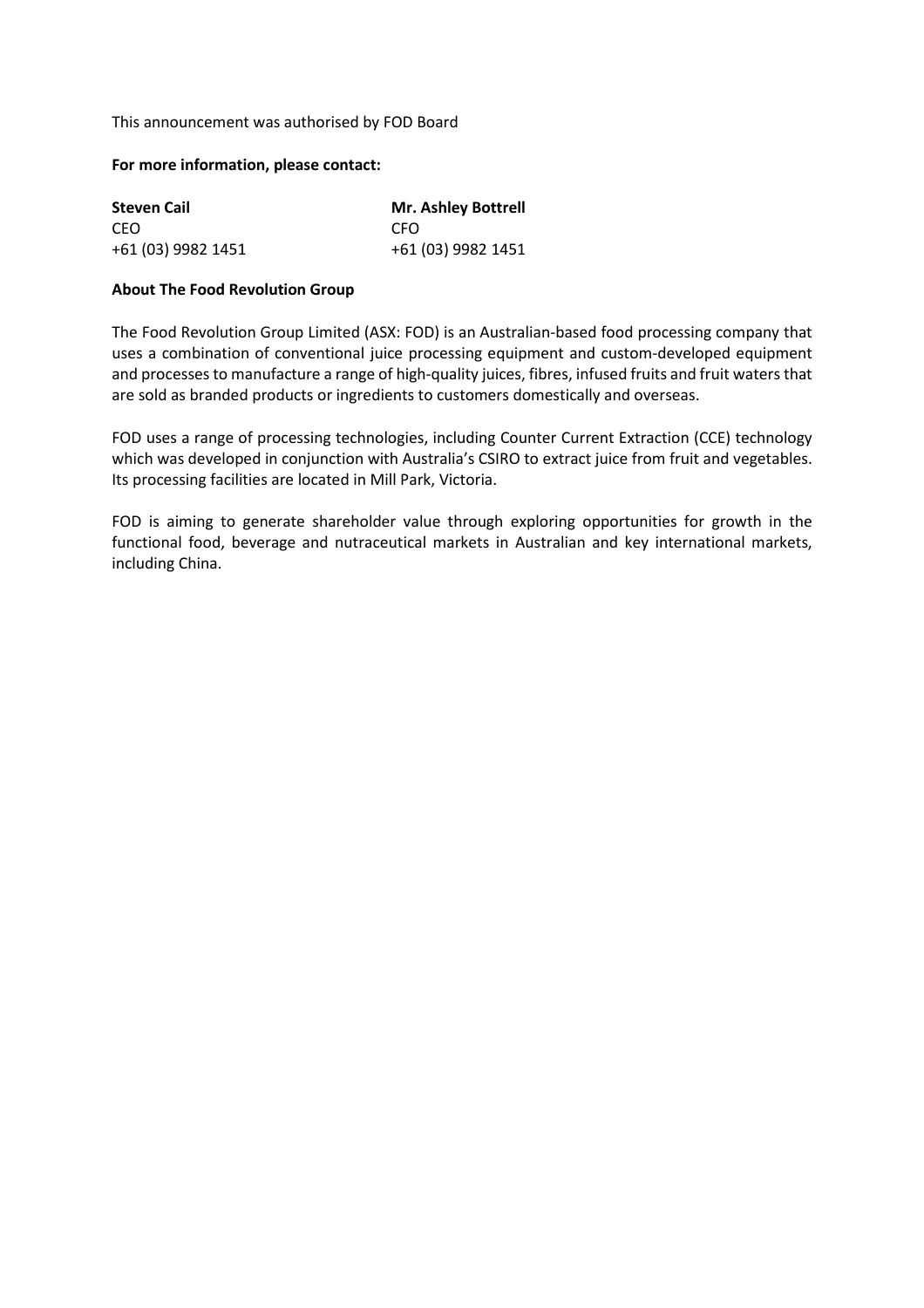This announcement was authorised by FOD Board

**For more information, please contact:**

| | |
|---|---|
| **Steven Cail** | **Mr. Ashley Bottrell** |
| CEO | CFO |
| +61 (03) 9982 1451 | +61 (03) 9982 1451 |

**About The Food Revolution Group**

The Food Revolution Group Limited (ASX: FOD) is an Australian-based food processing company that uses a combination of conventional juice processing equipment and custom-developed equipment and processes to manufacture a range of high-quality juices, fibres, infused fruits and fruit waters that are sold as branded products or ingredients to customers domestically and overseas.

FOD uses a range of processing technologies, including Counter Current Extraction (CCE) technology which was developed in conjunction with Australia's CSIRO to extract juice from fruit and vegetables. Its processing facilities are located in Mill Park, Victoria.

FOD is aiming to generate shareholder value through exploring opportunities for growth in the functional food, beverage and nutraceutical markets in Australian and key international markets, including China.